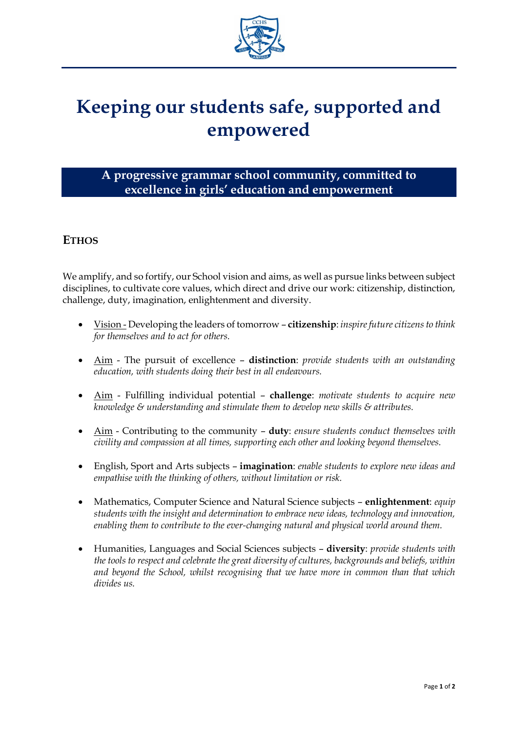# Keeping our students safe, supported and empowered

## A progressive grammar school community, committed to excellence in girls' education and empowerment

## ETHOS

We amplify, and so fortify, our School vision and aims, as well as pursue links between subject disciplines, to cultivate core values, which direct and drive our work: citizenship, distinction, challenge, duty, imagination, enlightenment and diversity.

- Vision - Developing the leaders of tomorrow – **citizenship**: *inspire future citizens to think for themselves and to act for others.*

- Aim - The pursuit of excellence – **distinction**: *provide students with an outstanding education, with students doing their best in all endeavours.*

- Aim - Fulfilling individual potential – **challenge**: *motivate students to acquire new knowledge & understanding and stimulate them to develop new skills & attributes.*

- Aim - Contributing to the community – **duty**: *ensure students conduct themselves with civility and compassion at all times, supporting each other and looking beyond themselves.*

- English, Sport and Arts subjects – **imagination**: *enable students to explore new ideas and empathise with the thinking of others, without limitation or risk.*

- Mathematics, Computer Science and Natural Science subjects – **enlightenment**: *equip students with the insight and determination to embrace new ideas, technology and innovation, enabling them to contribute to the ever-changing natural and physical world around them.*

- Humanities, Languages and Social Sciences subjects – **diversity**: *provide students with the tools to respect and celebrate the great diversity of cultures, backgrounds and beliefs, within and beyond the School, whilst recognising that we have more in common than that which divides us.*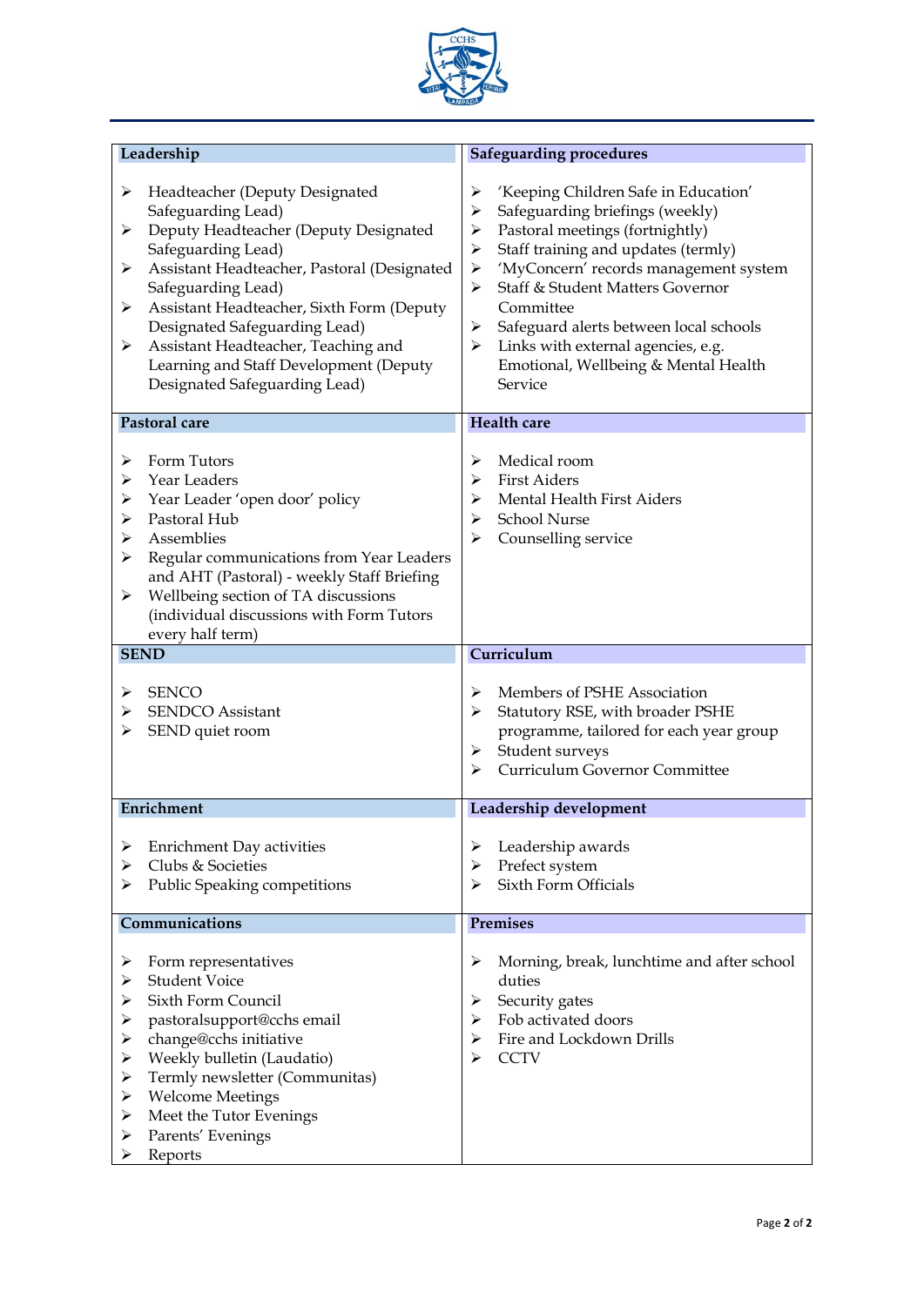| Leadership | Safeguarding procedures |
| --- | --- |
| ➢ Headteacher (Deputy Designated Safeguarding Lead)<br>➢ Deputy Headteacher (Deputy Designated Safeguarding Lead)<br>➢ Assistant Headteacher, Pastoral (Designated Safeguarding Lead)<br>➢ Assistant Headteacher, Sixth Form (Deputy Designated Safeguarding Lead)<br>➢ Assistant Headteacher, Teaching and Learning and Staff Development (Deputy Designated Safeguarding Lead) | ➢ 'Keeping Children Safe in Education'<br>➢ Safeguarding briefings (weekly)<br>➢ Pastoral meetings (fortnightly)<br>➢ Staff training and updates (termly)<br>➢ 'MyConcern' records management system<br>➢ Staff & Student Matters Governor Committee<br>➢ Safeguard alerts between local schools<br>➢ Links with external agencies, e.g. Emotional, Wellbeing & Mental Health Service |
| **Pastoral care** | **Health care** |
| ➢ Form Tutors<br>➢ Year Leaders<br>➢ Year Leader 'open door' policy<br>➢ Pastoral Hub<br>➢ Assemblies<br>➢ Regular communications from Year Leaders and AHT (Pastoral) - weekly Staff Briefing<br>➢ Wellbeing section of TA discussions (individual discussions with Form Tutors every half term) | ➢ Medical room<br>➢ First Aiders<br>➢ Mental Health First Aiders<br>➢ School Nurse<br>➢ Counselling service |
| **SEND** | **Curriculum** |
| ➢ SENCO<br>➢ SENDCO Assistant<br>➢ SEND quiet room | ➢ Members of PSHE Association<br>➢ Statutory RSE, with broader PSHE programme, tailored for each year group<br>➢ Student surveys<br>➢ Curriculum Governor Committee |
| **Enrichment** | **Leadership development** |
| ➢ Enrichment Day activities<br>➢ Clubs & Societies<br>➢ Public Speaking competitions | ➢ Leadership awards<br>➢ Prefect system<br>➢ Sixth Form Officials |
| **Communications** | **Premises** |
| ➢ Form representatives<br>➢ Student Voice<br>➢ Sixth Form Council<br>➢ pastoralsupport@cchs email<br>➢ change@cchs initiative<br>➢ Weekly bulletin (Laudatio)<br>➢ Termly newsletter (Communitas)<br>➢ Welcome Meetings<br>➢ Meet the Tutor Evenings<br>➢ Parents' Evenings<br>➢ Reports | ➢ Morning, break, lunchtime and after school duties<br>➢ Security gates<br>➢ Fob activated doors<br>➢ Fire and Lockdown Drills<br>➢ CCTV |